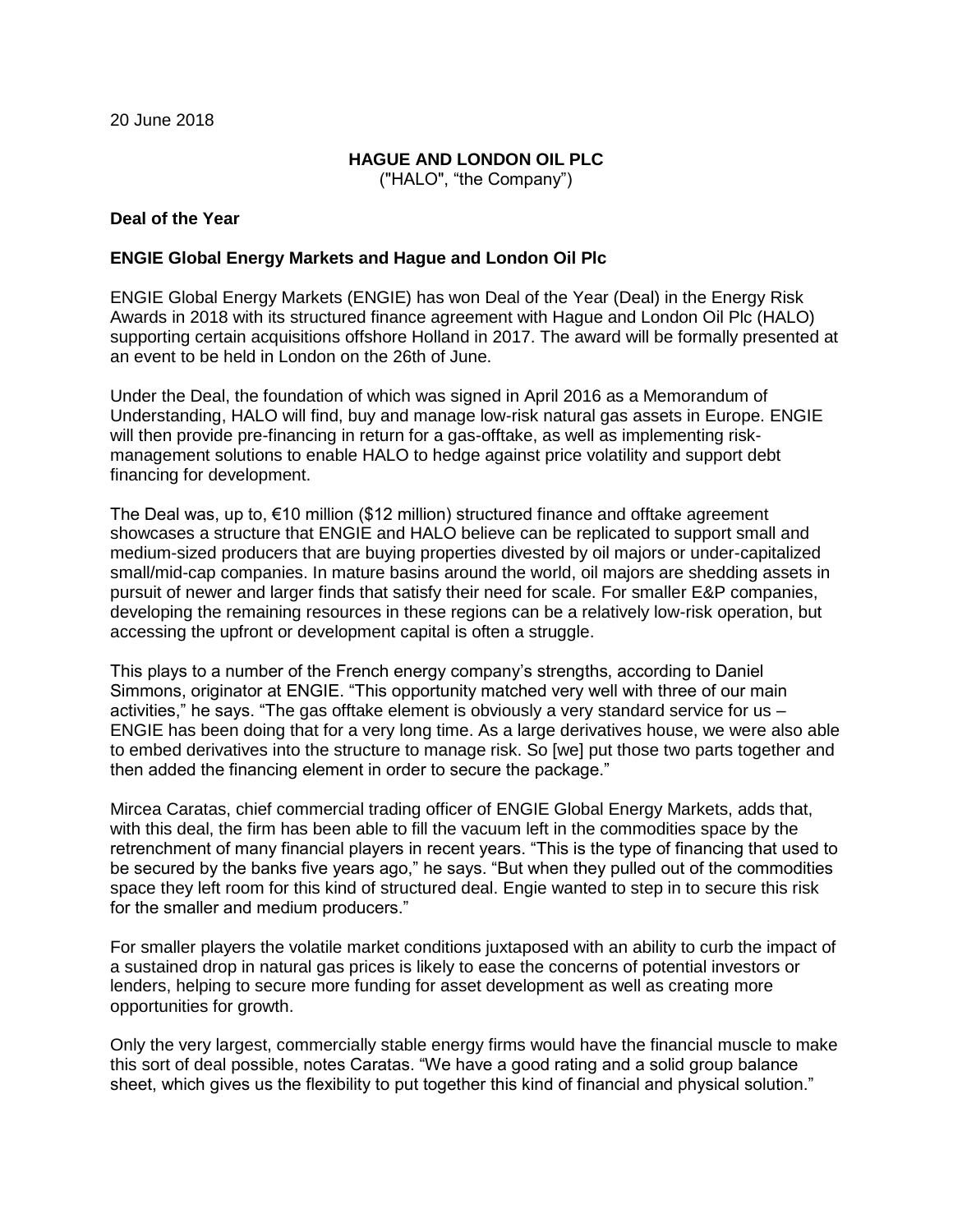20 June 2018

**HAGUE AND LONDON OIL PLC**
("HALO", "the Company")

**Deal of the Year**

**ENGIE Global Energy Markets and Hague and London Oil Plc**

ENGIE Global Energy Markets (ENGIE) has won Deal of the Year (Deal) in the Energy Risk Awards in 2018 with its structured finance agreement with Hague and London Oil Plc (HALO) supporting certain acquisitions offshore Holland in 2017. The award will be formally presented at an event to be held in London on the 26th of June.

Under the Deal, the foundation of which was signed in April 2016 as a Memorandum of Understanding, HALO will find, buy and manage low-risk natural gas assets in Europe. ENGIE will then provide pre-financing in return for a gas-offtake, as well as implementing risk-management solutions to enable HALO to hedge against price volatility and support debt financing for development.

The Deal was, up to, €10 million ($12 million) structured finance and offtake agreement showcases a structure that ENGIE and HALO believe can be replicated to support small and medium-sized producers that are buying properties divested by oil majors or under-capitalized small/mid-cap companies. In mature basins around the world, oil majors are shedding assets in pursuit of newer and larger finds that satisfy their need for scale. For smaller E&P companies, developing the remaining resources in these regions can be a relatively low-risk operation, but accessing the upfront or development capital is often a struggle.

This plays to a number of the French energy company's strengths, according to Daniel Simmons, originator at ENGIE. "This opportunity matched very well with three of our main activities," he says. "The gas offtake element is obviously a very standard service for us – ENGIE has been doing that for a very long time. As a large derivatives house, we were also able to embed derivatives into the structure to manage risk. So [we] put those two parts together and then added the financing element in order to secure the package."

Mircea Caratas, chief commercial trading officer of ENGIE Global Energy Markets, adds that, with this deal, the firm has been able to fill the vacuum left in the commodities space by the retrenchment of many financial players in recent years. "This is the type of financing that used to be secured by the banks five years ago," he says. "But when they pulled out of the commodities space they left room for this kind of structured deal. Engie wanted to step in to secure this risk for the smaller and medium producers."

For smaller players the volatile market conditions juxtaposed with an ability to curb the impact of a sustained drop in natural gas prices is likely to ease the concerns of potential investors or lenders, helping to secure more funding for asset development as well as creating more opportunities for growth.

Only the very largest, commercially stable energy firms would have the financial muscle to make this sort of deal possible, notes Caratas. "We have a good rating and a solid group balance sheet, which gives us the flexibility to put together this kind of financial and physical solution."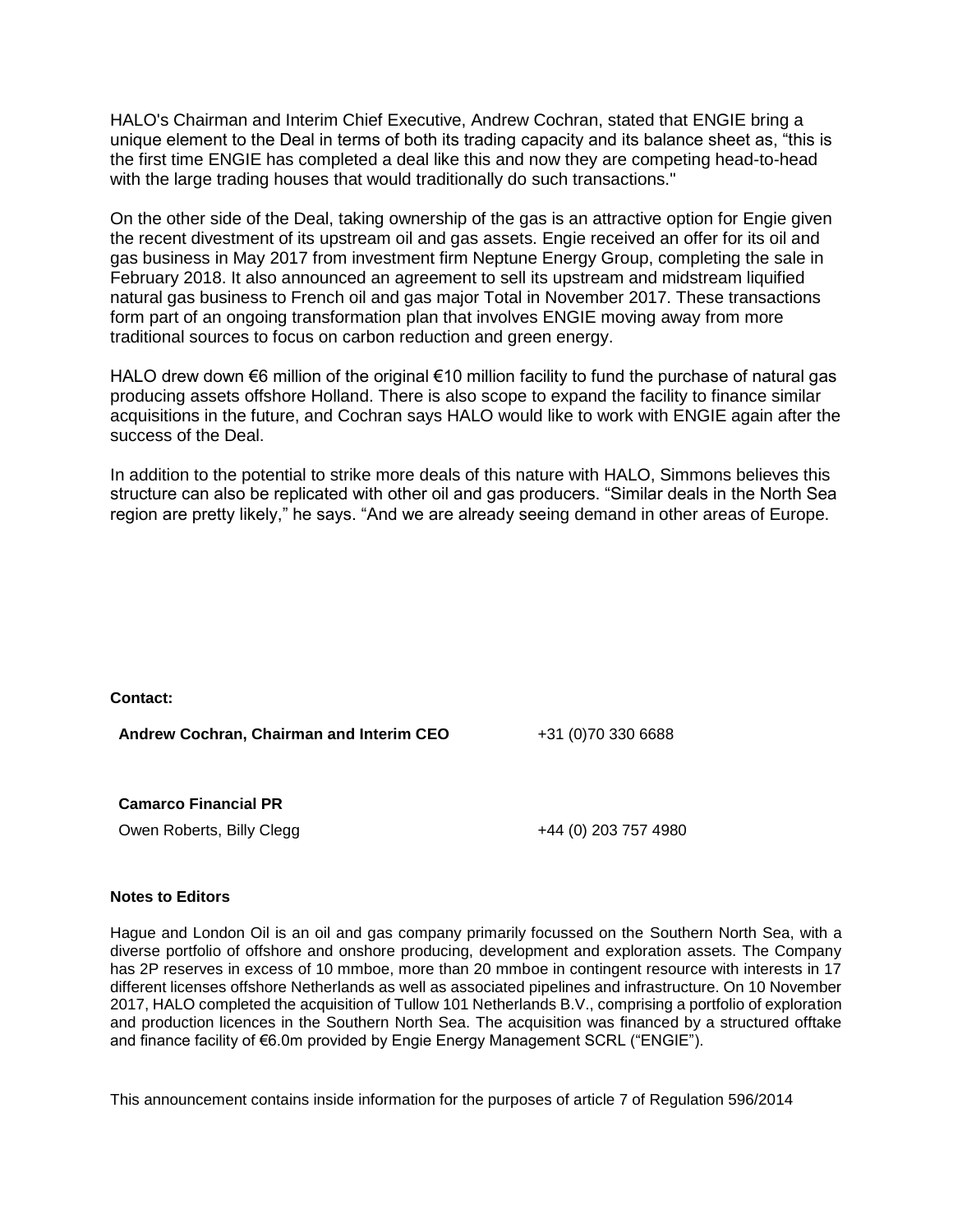HALO's Chairman and Interim Chief Executive, Andrew Cochran, stated that ENGIE bring a unique element to the Deal in terms of both its trading capacity and its balance sheet as, "this is the first time ENGIE has completed a deal like this and now they are competing head-to-head with the large trading houses that would traditionally do such transactions."

On the other side of the Deal, taking ownership of the gas is an attractive option for Engie given the recent divestment of its upstream oil and gas assets. Engie received an offer for its oil and gas business in May 2017 from investment firm Neptune Energy Group, completing the sale in February 2018. It also announced an agreement to sell its upstream and midstream liquified natural gas business to French oil and gas major Total in November 2017. These transactions form part of an ongoing transformation plan that involves ENGIE moving away from more traditional sources to focus on carbon reduction and green energy.

HALO drew down €6 million of the original €10 million facility to fund the purchase of natural gas producing assets offshore Holland. There is also scope to expand the facility to finance similar acquisitions in the future, and Cochran says HALO would like to work with ENGIE again after the success of the Deal.

In addition to the potential to strike more deals of this nature with HALO, Simmons believes this structure can also be replicated with other oil and gas producers. "Similar deals in the North Sea region are pretty likely," he says. "And we are already seeing demand in other areas of Europe.

**Contact:**

| | |
|---|---|
| **Andrew Cochran, Chairman and Interim CEO** | +31 (0)70 330 6688 |
| | |
| **Camarco Financial PR** | |
| Owen Roberts, Billy Clegg | +44 (0) 203 757 4980 |

**Notes to Editors**

Hague and London Oil is an oil and gas company primarily focussed on the Southern North Sea, with a diverse portfolio of offshore and onshore producing, development and exploration assets. The Company has 2P reserves in excess of 10 mmboe, more than 20 mmboe in contingent resource with interests in 17 different licenses offshore Netherlands as well as associated pipelines and infrastructure. On 10 November 2017, HALO completed the acquisition of Tullow 101 Netherlands B.V., comprising a portfolio of exploration and production licences in the Southern North Sea. The acquisition was financed by a structured offtake and finance facility of €6.0m provided by Engie Energy Management SCRL ("ENGIE").

This announcement contains inside information for the purposes of article 7 of Regulation 596/2014